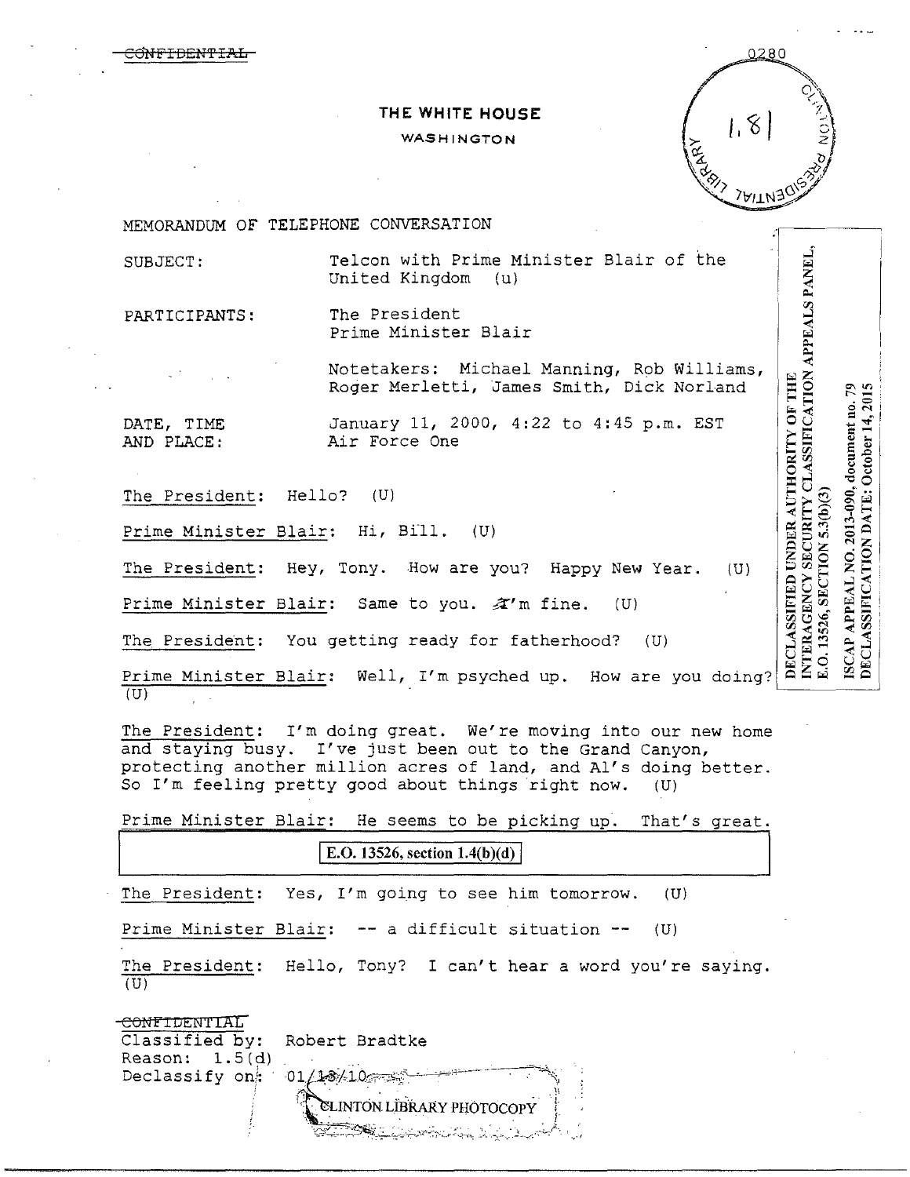~~CONFIDENTIAL~~

THE WHITE HOUSE

WASHINGTON

MEMORANDUM OF TELEPHONE CONVERSATION

SUBJECT: Telcon with Prime Minister Blair of the United Kingdom (u)

PARTICIPANTS: The President
Prime Minister Blair

Notetakers: Michael Manning, Rob Williams, Roger Merletti, James Smith, Dick Norland

DATE, TIME AND PLACE: January 11, 2000, 4:22 to 4:45 p.m. EST
Air Force One

DECLASSIFIED UNDER AUTHORITY OF THE INTERAGENCY SECURITY CLASSIFICATION APPEALS PANEL, E.O. 13526, SECTION 5.3(b)(3)

ISCAP APPEAL NO. 2013-090, document no. 79
DECLASSIFICATION DATE: October 14, 2015

The President: Hello? (U)

Prime Minister Blair: Hi, Bill. (U)

The President: Hey, Tony. How are you? Happy New Year. (U)

Prime Minister Blair: Same to you. I'm fine. (U)

The President: You getting ready for fatherhood? (U)

Prime Minister Blair: Well, I'm psyched up. How are you doing? (U)

The President: I'm doing great. We're moving into our new home and staying busy. I've just been out to the Grand Canyon, protecting another million acres of land, and Al's doing better. So I'm feeling pretty good about things right now. (U)

Prime Minister Blair: He seems to be picking up. That's great.

E.O. 13526, section 1.4(b)(d)

The President: Yes, I'm going to see him tomorrow. (U)

Prime Minister Blair: -- a difficult situation -- (U)

The President: Hello, Tony? I can't hear a word you're saying. (U)

~~CONFIDENTIAL~~
Classified by: Robert Bradtke
Reason: 1.5(d)
Declassify on: 01/13/10

CLINTON LIBRARY PHOTOCOPY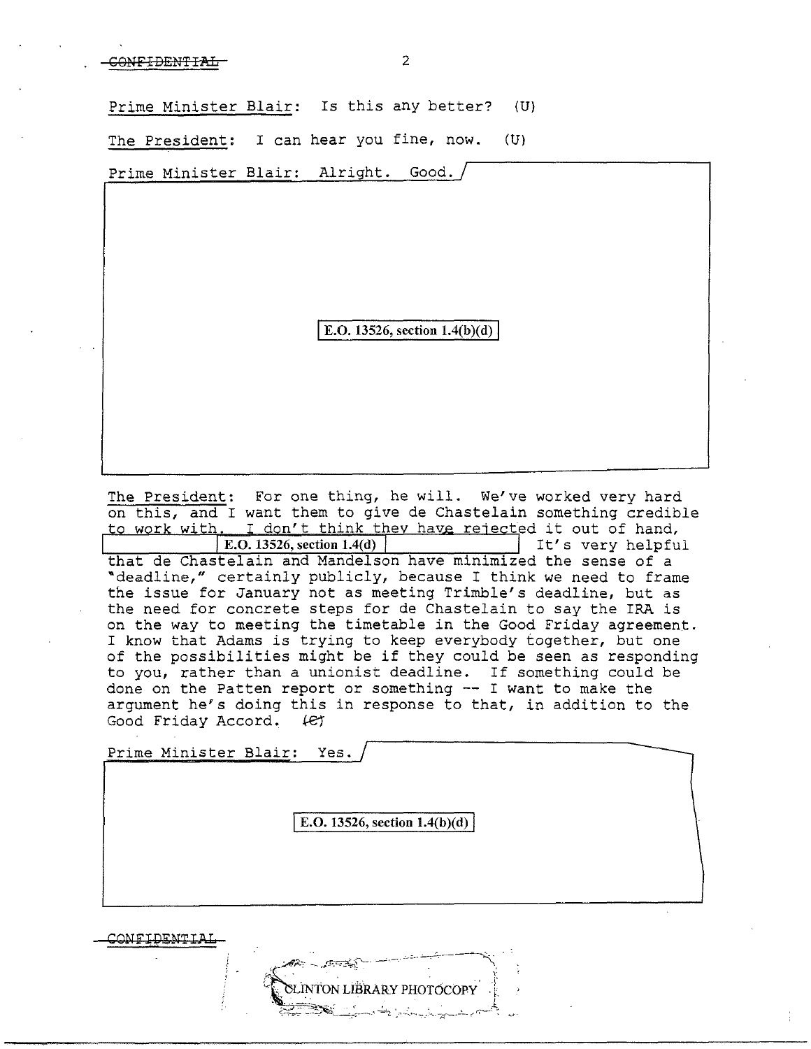CONFIDENTIAL

Prime Minister Blair: Is this any better? (U)

The President: I can hear you fine, now. (U)

Prime Minister Blair: Alright. Good.

E.O. 13526, section 1.4(b)(d)

The President: For one thing, he will. We've worked very hard on this, and I want them to give de Chastelain something credible to work with. I don't think they have rejected it out of hand, E.O. 13526, section 1.4(d) It's very helpful that de Chastelain and Mandelson have minimized the sense of a "deadline," certainly publicly, because I think we need to frame the issue for January not as meeting Trimble's deadline, but as the need for concrete steps for de Chastelain to say the IRA is on the way to meeting the timetable in the Good Friday agreement. I know that Adams is trying to keep everybody together, but one of the possibilities might be if they could be seen as responding to you, rather than a unionist deadline. If something could be done on the Patten report or something -- I want to make the argument he's doing this in response to that, in addition to the Good Friday Accord. (C)

Prime Minister Blair: Yes.

E.O. 13526, section 1.4(b)(d)

CONFIDENTIAL

CLINTON LIBRARY PHOTOCOPY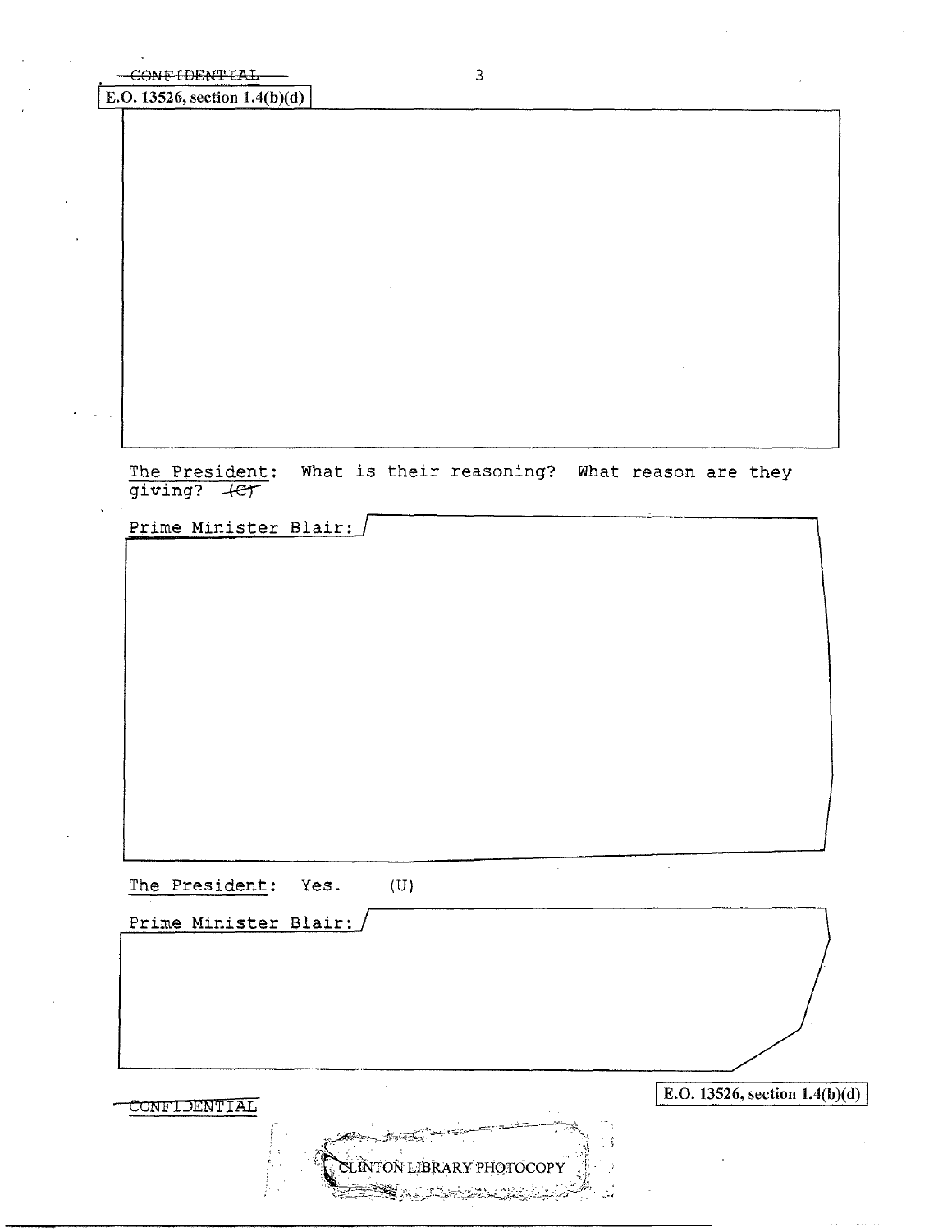~~CONFIDENTIAL~~

E.O. 13526, section 1.4(b)(d)

The President: What is their reasoning? What reason are they giving? ~~(C)~~

Prime Minister Blair:

The President: Yes. (U)

Prime Minister Blair:

~~CONFIDENTIAL~~

E.O. 13526, section 1.4(b)(d)

CLINTON LIBRARY PHOTOCOPY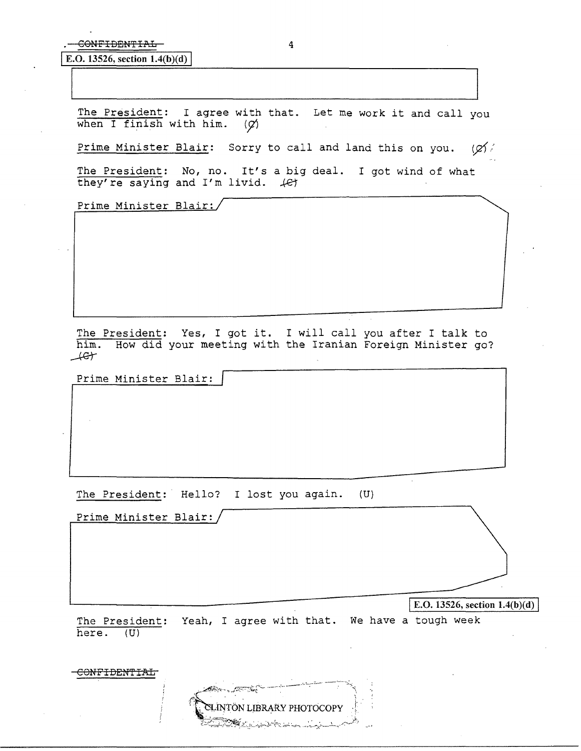~~CONFIDENTIAL~~

E.O. 13526, section 1.4(b)(d)

The President: I agree with that. Let me work it and call you when I finish with him. (~~C~~)

Prime Minister Blair: Sorry to call and land this on you. (~~C~~)

The President: No, no. It's a big deal. I got wind of what they're saying and I'm livid. (~~C~~)

Prime Minister Blair:

The President: Yes, I got it. I will call you after I talk to him. How did your meeting with the Iranian Foreign Minister go? (~~C~~)

Prime Minister Blair:

The President: Hello? I lost you again. (U)

Prime Minister Blair:

E.O. 13526, section 1.4(b)(d)

The President: Yeah, I agree with that. We have a tough week here. (U)

~~CONFIDENTIAL~~

CLINTON LIBRARY PHOTOCOPY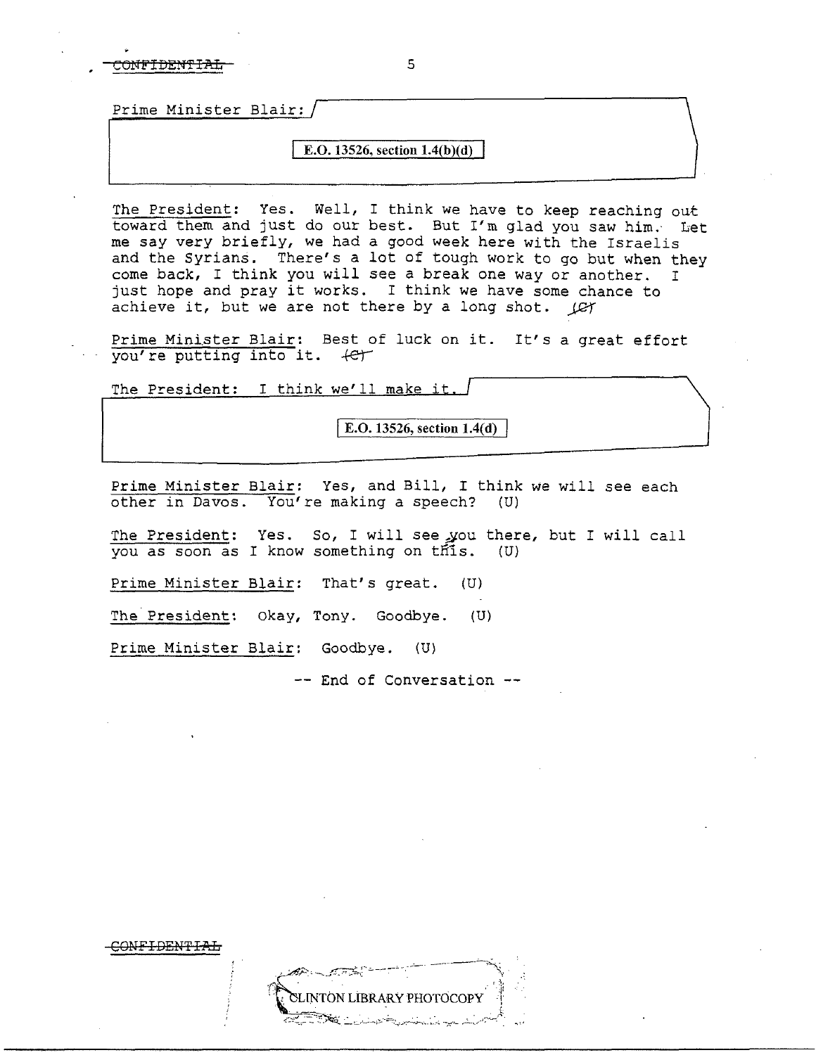CONFIDENTIAL

Prime Minister Blair:

E.O. 13526, section 1.4(b)(d)

The President: Yes. Well, I think we have to keep reaching out toward them and just do our best. But I'm glad you saw him. Let me say very briefly, we had a good week here with the Israelis and the Syrians. There's a lot of tough work to go but when they come back, I think you will see a break one way or another. I just hope and pray it works. I think we have some chance to achieve it, but we are not there by a long shot. (C)

Prime Minister Blair: Best of luck on it. It's a great effort you're putting into it. (C)

The President: I think we'll make it.

E.O. 13526, section 1.4(d)

Prime Minister Blair: Yes, and Bill, I think we will see each other in Davos. You're making a speech? (U)

The President: Yes. So, I will see you there, but I will call you as soon as I know something on this. (U)

Prime Minister Blair: That's great. (U)

The President: Okay, Tony. Goodbye. (U)

Prime Minister Blair: Goodbye. (U)

-- End of Conversation --

CONFIDENTIAL

CLINTON LIBRARY PHOTOCOPY